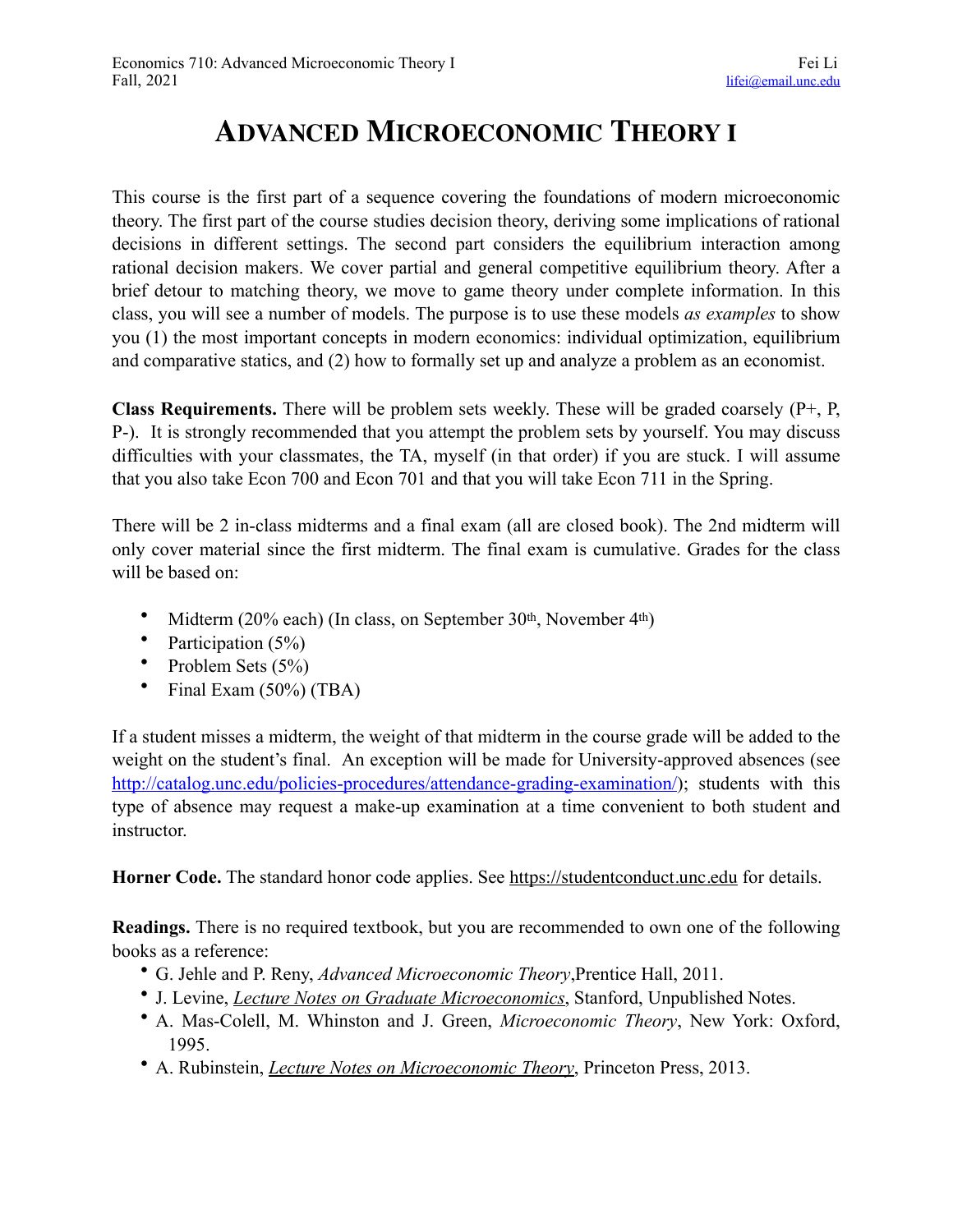Economics 710: Advanced Microeconomic Theory I
Fall, 2021

Fei Li
lifei@email.unc.edu

# ADVANCED MICROECONOMIC THEORY I

This course is the first part of a sequence covering the foundations of modern microeconomic theory. The first part of the course studies decision theory, deriving some implications of rational decisions in different settings. The second part considers the equilibrium interaction among rational decision makers. We cover partial and general competitive equilibrium theory. After a brief detour to matching theory, we move to game theory under complete information. In this class, you will see a number of models. The purpose is to use these models *as examples* to show you (1) the most important concepts in modern economics: individual optimization, equilibrium and comparative statics, and (2) how to formally set up and analyze a problem as an economist.

**Class Requirements.** There will be problem sets weekly. These will be graded coarsely (P+, P, P-). It is strongly recommended that you attempt the problem sets by yourself. You may discuss difficulties with your classmates, the TA, myself (in that order) if you are stuck. I will assume that you also take Econ 700 and Econ 701 and that you will take Econ 711 in the Spring.

There will be 2 in-class midterms and a final exam (all are closed book). The 2nd midterm will only cover material since the first midterm. The final exam is cumulative. Grades for the class will be based on:

- Midterm (20% each) (In class, on September 30th, November 4th)
- Participation (5%)
- Problem Sets (5%)
- Final Exam (50%) (TBA)

If a student misses a midterm, the weight of that midterm in the course grade will be added to the weight on the student's final. An exception will be made for University-approved absences (see http://catalog.unc.edu/policies-procedures/attendance-grading-examination/); students with this type of absence may request a make-up examination at a time convenient to both student and instructor.

**Horner Code.** The standard honor code applies. See https://studentconduct.unc.edu for details.

**Readings.** There is no required textbook, but you are recommended to own one of the following books as a reference:

- G. Jehle and P. Reny, *Advanced Microeconomic Theory*,Prentice Hall, 2011.
- J. Levine, *Lecture Notes on Graduate Microeconomics*, Stanford, Unpublished Notes.
- A. Mas-Colell, M. Whinston and J. Green, *Microeconomic Theory*, New York: Oxford, 1995.
- A. Rubinstein, *Lecture Notes on Microeconomic Theory*, Princeton Press, 2013.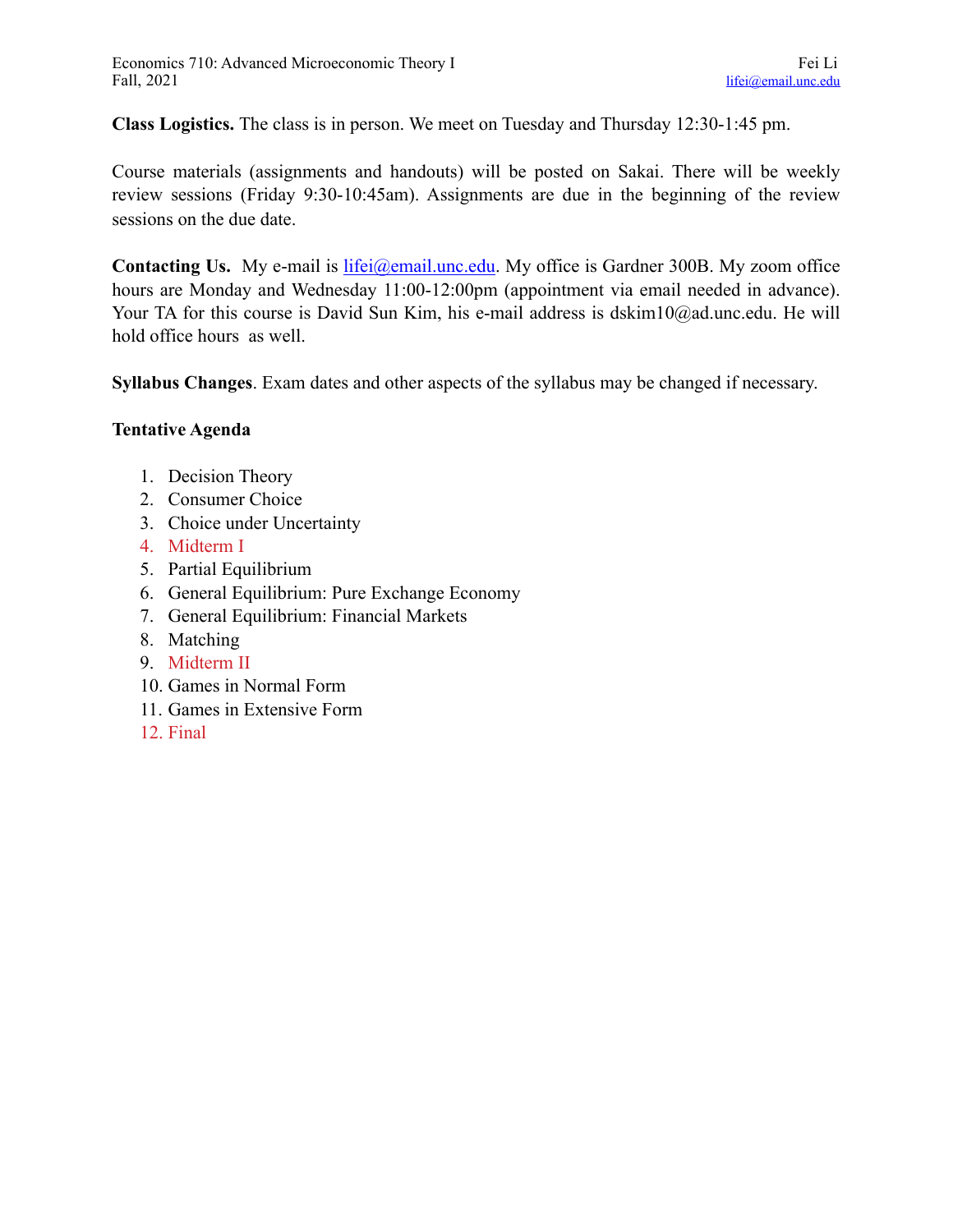**Class Logistics.** The class is in person. We meet on Tuesday and Thursday 12:30-1:45 pm.

Course materials (assignments and handouts) will be posted on Sakai. There will be weekly review sessions (Friday 9:30-10:45am). Assignments are due in the beginning of the review sessions on the due date.

**Contacting Us.** My e-mail is lifei@email.unc.edu. My office is Gardner 300B. My zoom office hours are Monday and Wednesday 11:00-12:00pm (appointment via email needed in advance). Your TA for this course is David Sun Kim, his e-mail address is dskim10@ad.unc.edu. He will hold office hours as well.

**Syllabus Changes**. Exam dates and other aspects of the syllabus may be changed if necessary.

**Tentative Agenda**

1. Decision Theory
2. Consumer Choice
3. Choice under Uncertainty
4. Midterm I
5. Partial Equilibrium
6. General Equilibrium: Pure Exchange Economy
7. General Equilibrium: Financial Markets
8. Matching
9. Midterm II
10. Games in Normal Form
11. Games in Extensive Form
12. Final